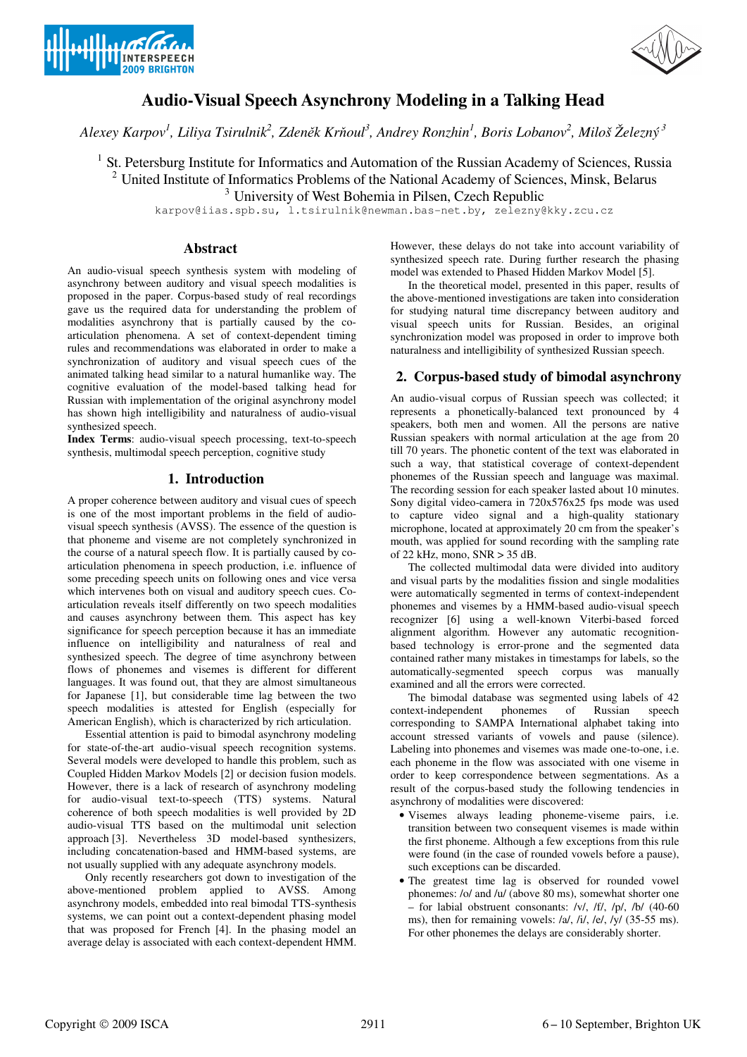# Audio-Visual Speech Asynchrony Modeling in a Talking Head

*Alexey Karpov[1], Liliya Tsirulnik[2], Zdeněk Krňoul[3], Andrey Ronzhin[1], Boris Lobanov[2], Miloš Železný[3]*

[1] St. Petersburg Institute for Informatics and Automation of the Russian Academy of Sciences, Russia
[2] United Institute of Informatics Problems of the National Academy of Sciences, Minsk, Belarus
[3] University of West Bohemia in Pilsen, Czech Republic

karpov@iias.spb.su, l.tsirulnik@newman.bas-net.by, zelezny@kky.zcu.cz

## Abstract

An audio-visual speech synthesis system with modeling of asynchrony between auditory and visual speech modalities is proposed in the paper. Corpus-based study of real recordings gave us the required data for understanding the problem of modalities asynchrony that is partially caused by the co-articulation phenomena. A set of context-dependent timing rules and recommendations was elaborated in order to make a synchronization of auditory and visual speech cues of the animated talking head similar to a natural humanlike way. The cognitive evaluation of the model-based talking head for Russian with implementation of the original asynchrony model has shown high intelligibility and naturalness of audio-visual synthesized speech.

**Index Terms**: audio-visual speech processing, text-to-speech synthesis, multimodal speech perception, cognitive study

## 1. Introduction

A proper coherence between auditory and visual cues of speech is one of the most important problems in the field of audio-visual speech synthesis (AVSS). The essence of the question is that phoneme and viseme are not completely synchronized in the course of a natural speech flow. It is partially caused by co-articulation phenomena in speech production, i.e. influence of some preceding speech units on following ones and vice versa which intervenes both on visual and auditory speech cues. Co-articulation reveals itself differently on two speech modalities and causes asynchrony between them. This aspect has key significance for speech perception because it has an immediate influence on intelligibility and naturalness of real and synthesized speech. The degree of time asynchrony between flows of phonemes and visemes is different for different languages. It was found out, that they are almost simultaneous for Japanese [1], but considerable time lag between the two speech modalities is attested for English (especially for American English), which is characterized by rich articulation.

Essential attention is paid to bimodal asynchrony modeling for state-of-the-art audio-visual speech recognition systems. Several models were developed to handle this problem, such as Coupled Hidden Markov Models [2] or decision fusion models. However, there is a lack of research of asynchrony modeling for audio-visual text-to-speech (TTS) systems. Natural coherence of both speech modalities is well provided by 2D audio-visual TTS based on the multimodal unit selection approach [3]. Nevertheless 3D model-based synthesizers, including concatenation-based and HMM-based systems, are not usually supplied with any adequate asynchrony models.

Only recently researchers got down to investigation of the above-mentioned problem applied to AVSS. Among asynchrony models, embedded into real bimodal TTS-synthesis systems, we can point out a context-dependent phasing model that was proposed for French [4]. In the phasing model an average delay is associated with each context-dependent HMM. However, these delays do not take into account variability of synthesized speech rate. During further research the phasing model was extended to Phased Hidden Markov Model [5].

In the theoretical model, presented in this paper, results of the above-mentioned investigations are taken into consideration for studying natural time discrepancy between auditory and visual speech units for Russian. Besides, an original synchronization model was proposed in order to improve both naturalness and intelligibility of synthesized Russian speech.

## 2. Corpus-based study of bimodal asynchrony

An audio-visual corpus of Russian speech was collected; it represents a phonetically-balanced text pronounced by 4 speakers, both men and women. All the persons are native Russian speakers with normal articulation at the age from 20 till 70 years. The phonetic content of the text was elaborated in such a way, that statistical coverage of context-dependent phonemes of the Russian speech and language was maximal. The recording session for each speaker lasted about 10 minutes. Sony digital video-camera in 720x576x25 fps mode was used to capture video signal and a high-quality stationary microphone, located at approximately 20 cm from the speaker's mouth, was applied for sound recording with the sampling rate of 22 kHz, mono, SNR > 35 dB.

The collected multimodal data were divided into auditory and visual parts by the modalities fission and single modalities were automatically segmented in terms of context-independent phonemes and visemes by a HMM-based audio-visual speech recognizer [6] using a well-known Viterbi-based forced alignment algorithm. However any automatic recognition-based technology is error-prone and the segmented data contained rather many mistakes in timestamps for labels, so the automatically-segmented speech corpus was manually examined and all the errors were corrected.

The bimodal database was segmented using labels of 42 context-independent phonemes of Russian speech corresponding to SAMPA International alphabet taking into account stressed variants of vowels and pause (silence). Labeling into phonemes and visemes was made one-to-one, i.e. each phoneme in the flow was associated with one viseme in order to keep correspondence between segmentations. As a result of the corpus-based study the following tendencies in asynchrony of modalities were discovered:

- Visemes always leading phoneme-viseme pairs, i.e. transition between two consequent visemes is made within the first phoneme. Although a few exceptions from this rule were found (in the case of rounded vowels before a pause), such exceptions can be discarded.
- The greatest time lag is observed for rounded vowel phonemes: /o/ and /u/ (above 80 ms), somewhat shorter one – for labial obstruent consonants: /v/, /f/, /p/, /b/ (40-60 ms), then for remaining vowels: /a/, /i/, /e/, /y/ (35-55 ms). For other phonemes the delays are considerably shorter.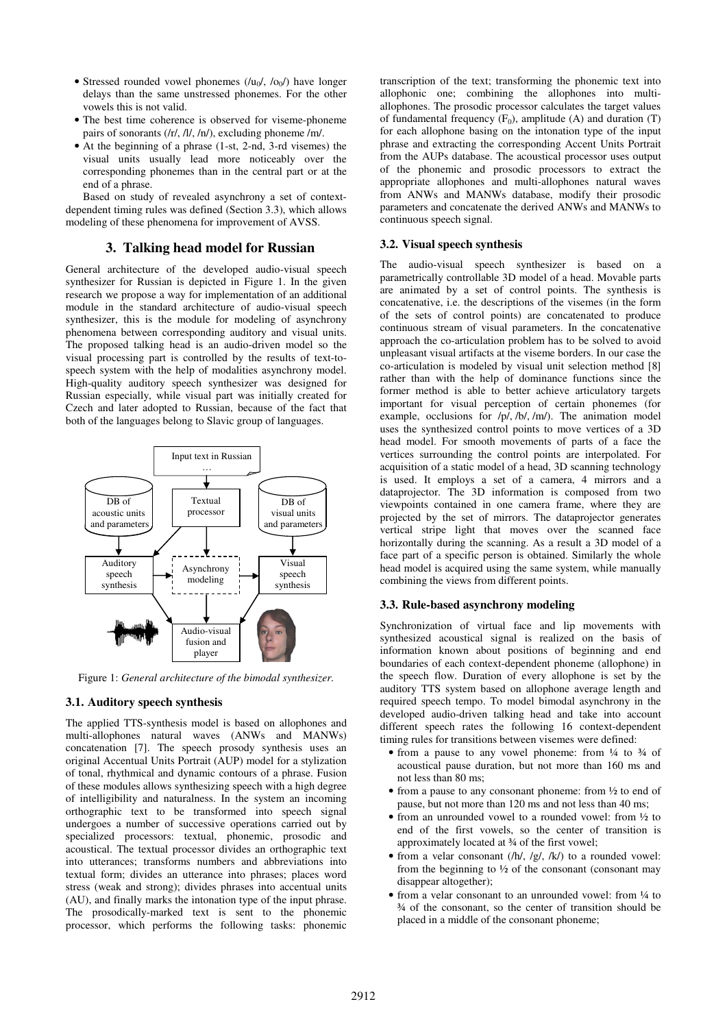- Stressed rounded vowel phonemes (/$u_0$/, /$o_0$/) have longer delays than the same unstressed phonemes. For the other vowels this is not valid.
- The best time coherence is observed for viseme-phoneme pairs of sonorants (/r/, /l/, /n/), excluding phoneme /m/.
- At the beginning of a phrase (1-st, 2-nd, 3-rd visemes) the visual units usually lead more noticeably over the corresponding phonemes than in the central part or at the end of a phrase.

Based on study of revealed asynchrony a set of context-dependent timing rules was defined (Section 3.3), which allows modeling of these phenomena for improvement of AVSS.

## 3. Talking head model for Russian

General architecture of the developed audio-visual speech synthesizer for Russian is depicted in Figure 1. In the given research we propose a way for implementation of an additional module in the standard architecture of audio-visual speech synthesizer, this is the module for modeling of asynchrony phenomena between corresponding auditory and visual units. The proposed talking head is an audio-driven model so the visual processing part is controlled by the results of text-to-speech system with the help of modalities asynchrony model. High-quality auditory speech synthesizer was designed for Russian especially, while visual part was initially created for Czech and later adopted to Russian, because of the fact that both of the languages belong to Slavic group of languages.

Input text in Russian …

DB of acoustic units and parameters | Textual processor | DB of visual units and parameters

Auditory speech synthesis | Asynchrony modeling | Visual speech synthesis

Audio-visual fusion and player

Figure 1: *General architecture of the bimodal synthesizer.*

### 3.1. Auditory speech synthesis

The applied TTS-synthesis model is based on allophones and multi-allophones natural waves (ANWs and MANWs) concatenation [7]. The speech prosody synthesis uses an original Accentual Units Portrait (AUP) model for a stylization of tonal, rhythmical and dynamic contours of a phrase. Fusion of these modules allows synthesizing speech with a high degree of intelligibility and naturalness. In the system an incoming orthographic text to be transformed into speech signal undergoes a number of successive operations carried out by specialized processors: textual, phonemic, prosodic and acoustical. The textual processor divides an orthographic text into utterances; transforms numbers and abbreviations into textual form; divides an utterance into phrases; places word stress (weak and strong); divides phrases into accentual units (AU), and finally marks the intonation type of the input phrase. The prosodically-marked text is sent to the phonemic processor, which performs the following tasks: phonemic transcription of the text; transforming the phonemic text into allophonic one; combining the allophones into multi-allophones. The prosodic processor calculates the target values of fundamental frequency ($F_0$), amplitude (A) and duration (T) for each allophone basing on the intonation type of the input phrase and extracting the corresponding Accent Units Portrait from the AUPs database. The acoustical processor uses output of the phonemic and prosodic processors to extract the appropriate allophones and multi-allophones natural waves from ANWs and MANWs database, modify their prosodic parameters and concatenate the derived ANWs and MANWs to continuous speech signal.

### 3.2. Visual speech synthesis

The audio-visual speech synthesizer is based on a parametrically controllable 3D model of a head. Movable parts are animated by a set of control points. The synthesis is concatenative, i.e. the descriptions of the visemes (in the form of the sets of control points) are concatenated to produce continuous stream of visual parameters. In the concatenative approach the co-articulation problem has to be solved to avoid unpleasant visual artifacts at the viseme borders. In our case the co-articulation is modeled by visual unit selection method [8] rather than with the help of dominance functions since the former method is able to better achieve articulatory targets important for visual perception of certain phonemes (for example, occlusions for /p/, /b/, /m/). The animation model uses the synthesized control points to move vertices of a 3D head model. For smooth movements of parts of a face the vertices surrounding the control points are interpolated. For acquisition of a static model of a head, 3D scanning technology is used. It employs a set of a camera, 4 mirrors and a dataprojector. The 3D information is composed from two viewpoints contained in one camera frame, where they are projected by the set of mirrors. The dataprojector generates vertical stripe light that moves over the scanned face horizontally during the scanning. As a result a 3D model of a face part of a specific person is obtained. Similarly the whole head model is acquired using the same system, while manually combining the views from different points.

### 3.3. Rule-based asynchrony modeling

Synchronization of virtual face and lip movements with synthesized acoustical signal is realized on the basis of information known about positions of beginning and end boundaries of each context-dependent phoneme (allophone) in the speech flow. Duration of every allophone is set by the auditory TTS system based on allophone average length and required speech tempo. To model bimodal asynchrony in the developed audio-driven talking head and take into account different speech rates the following 16 context-dependent timing rules for transitions between visemes were defined:

- from a pause to any vowel phoneme: from ¼ to ¾ of acoustical pause duration, but not more than 160 ms and not less than 80 ms;
- from a pause to any consonant phoneme: from ½ to end of pause, but not more than 120 ms and not less than 40 ms;
- from an unrounded vowel to a rounded vowel: from ½ to end of the first vowels, so the center of transition is approximately located at ¾ of the first vowel;
- from a velar consonant (/h/, /g/, /k/) to a rounded vowel: from the beginning to ½ of the consonant (consonant may disappear altogether);
- from a velar consonant to an unrounded vowel: from ¼ to ¾ of the consonant, so the center of transition should be placed in a middle of the consonant phoneme;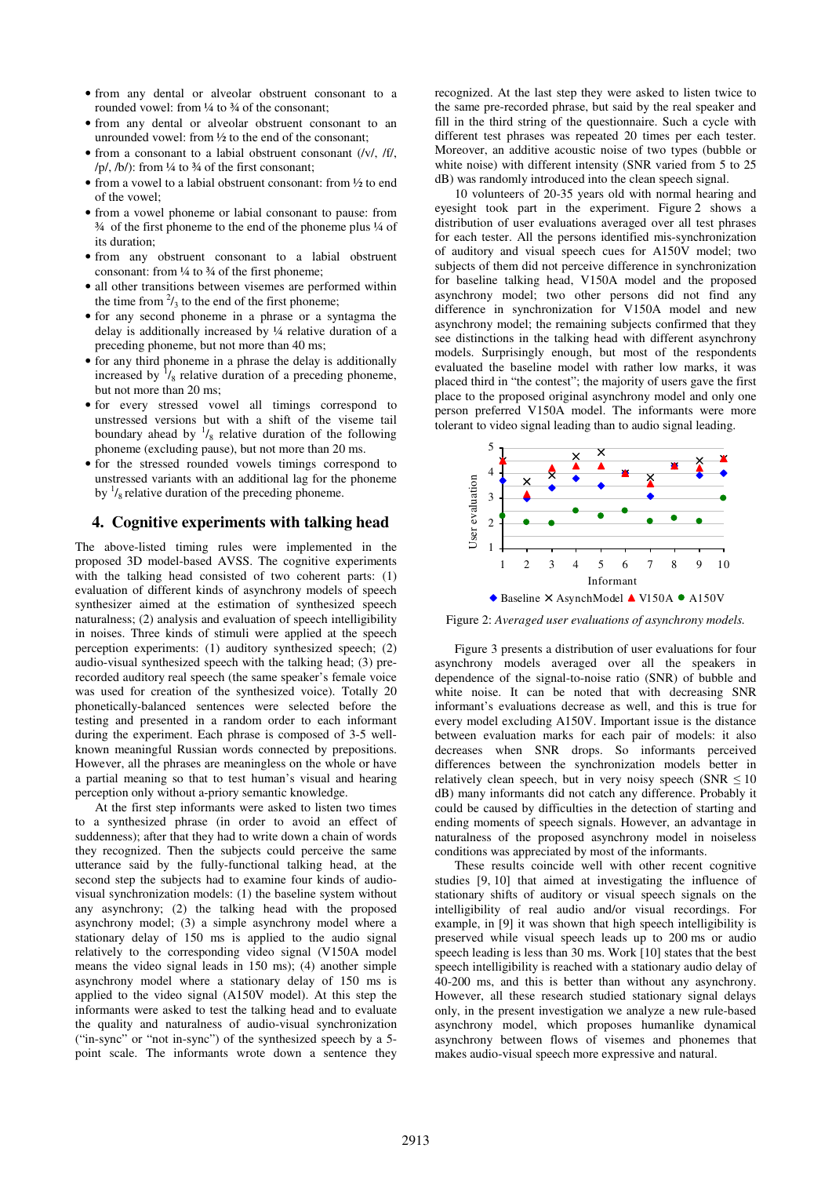- from any dental or alveolar obstruent consonant to a rounded vowel: from ¼ to ¾ of the consonant;
- from any dental or alveolar obstruent consonant to an unrounded vowel: from ½ to the end of the consonant;
- from a consonant to a labial obstruent consonant (/v/, /f/, /p/, /b/): from ¼ to ¾ of the first consonant;
- from a vowel to a labial obstruent consonant: from ½ to end of the vowel;
- from a vowel phoneme or labial consonant to pause: from ¾ of the first phoneme to the end of the phoneme plus ¼ of its duration;
- from any obstruent consonant to a labial obstruent consonant: from ¼ to ¾ of the first phoneme;
- all other transitions between visemes are performed within the time from $^{2}/_{3}$ to the end of the first phoneme;
- for any second phoneme in a phrase or a syntagma the delay is additionally increased by ¼ relative duration of a preceding phoneme, but not more than 40 ms;
- for any third phoneme in a phrase the delay is additionally increased by $^{1}/_{8}$ relative duration of a preceding phoneme, but not more than 20 ms;
- for every stressed vowel all timings correspond to unstressed versions but with a shift of the viseme tail boundary ahead by $^{1}/_{8}$ relative duration of the following phoneme (excluding pause), but not more than 20 ms.
- for the stressed rounded vowels timings correspond to unstressed variants with an additional lag for the phoneme by $^{1}/_{8}$ relative duration of the preceding phoneme.

## 4. Cognitive experiments with talking head

The above-listed timing rules were implemented in the proposed 3D model-based AVSS. The cognitive experiments with the talking head consisted of two coherent parts: (1) evaluation of different kinds of asynchrony models of speech synthesizer aimed at the estimation of synthesized speech naturalness; (2) analysis and evaluation of speech intelligibility in noises. Three kinds of stimuli were applied at the speech perception experiments: (1) auditory synthesized speech; (2) audio-visual synthesized speech with the talking head; (3) pre-recorded auditory real speech (the same speaker's female voice was used for creation of the synthesized voice). Totally 20 phonetically-balanced sentences were selected before the testing and presented in a random order to each informant during the experiment. Each phrase is composed of 3-5 well-known meaningful Russian words connected by prepositions. However, all the phrases are meaningless on the whole or have a partial meaning so that to test human's visual and hearing perception only without a-priory semantic knowledge.

At the first step informants were asked to listen two times to a synthesized phrase (in order to avoid an effect of suddenness); after that they had to write down a chain of words they recognized. Then the subjects could perceive the same utterance said by the fully-functional talking head, at the second step the subjects had to examine four kinds of audio-visual synchronization models: (1) the baseline system without any asynchrony; (2) the talking head with the proposed asynchrony model; (3) a simple asynchrony model where a stationary delay of 150 ms is applied to the audio signal relatively to the corresponding video signal (V150A model means the video signal leads in 150 ms); (4) another simple asynchrony model where a stationary delay of 150 ms is applied to the video signal (A150V model). At this step the informants were asked to test the talking head and to evaluate the quality and naturalness of audio-visual synchronization ("in-sync" or "not in-sync") of the synthesized speech by a 5-point scale. The informants wrote down a sentence they recognized. At the last step they were asked to listen twice to the same pre-recorded phrase, but said by the real speaker and fill in the third string of the questionnaire. Such a cycle with different test phrases was repeated 20 times per each tester. Moreover, an additive acoustic noise of two types (bubble or white noise) with different intensity (SNR varied from 5 to 25 dB) was randomly introduced into the clean speech signal.

10 volunteers of 20-35 years old with normal hearing and eyesight took part in the experiment. Figure 2 shows a distribution of user evaluations averaged over all test phrases for each tester. All the persons identified mis-synchronization of auditory and visual speech cues for A150V model; two subjects of them did not perceive difference in synchronization for baseline talking head, V150A model and the proposed asynchrony model; two other persons did not find any difference in synchronization for V150A model and new asynchrony model; the remaining subjects confirmed that they see distinctions in the talking head with different asynchrony models. Surprisingly enough, but most of the respondents evaluated the baseline model with rather low marks, it was placed third in "the contest"; the majority of users gave the first place to the proposed original asynchrony model and only one person preferred V150A model. The informants were more tolerant to video signal leading than to audio signal leading.

Figure 2: *Averaged user evaluations of asynchrony models.*

Figure 3 presents a distribution of user evaluations for four asynchrony models averaged over all the speakers in dependence of the signal-to-noise ratio (SNR) of bubble and white noise. It can be noted that with decreasing SNR informant's evaluations decrease as well, and this is true for every model excluding A150V. Important issue is the distance between evaluation marks for each pair of models: it also decreases when SNR drops. So informants perceived differences between the synchronization models better in relatively clean speech, but in very noisy speech (SNR ≤ 10 dB) many informants did not catch any difference. Probably it could be caused by difficulties in the detection of starting and ending moments of speech signals. However, an advantage in naturalness of the proposed asynchrony model in noiseless conditions was appreciated by most of the informants.

These results coincide well with other recent cognitive studies [9, 10] that aimed at investigating the influence of stationary shifts of auditory or visual speech signals on the intelligibility of real audio and/or visual recordings. For example, in [9] it was shown that high speech intelligibility is preserved while visual speech leads up to 200 ms or audio speech leading is less than 30 ms. Work [10] states that the best speech intelligibility is reached with a stationary audio delay of 40-200 ms, and this is better than without any asynchrony. However, all these research studied stationary signal delays only, in the present investigation we analyze a new rule-based asynchrony model, which proposes humanlike dynamical asynchrony between flows of visemes and phonemes that makes audio-visual speech more expressive and natural.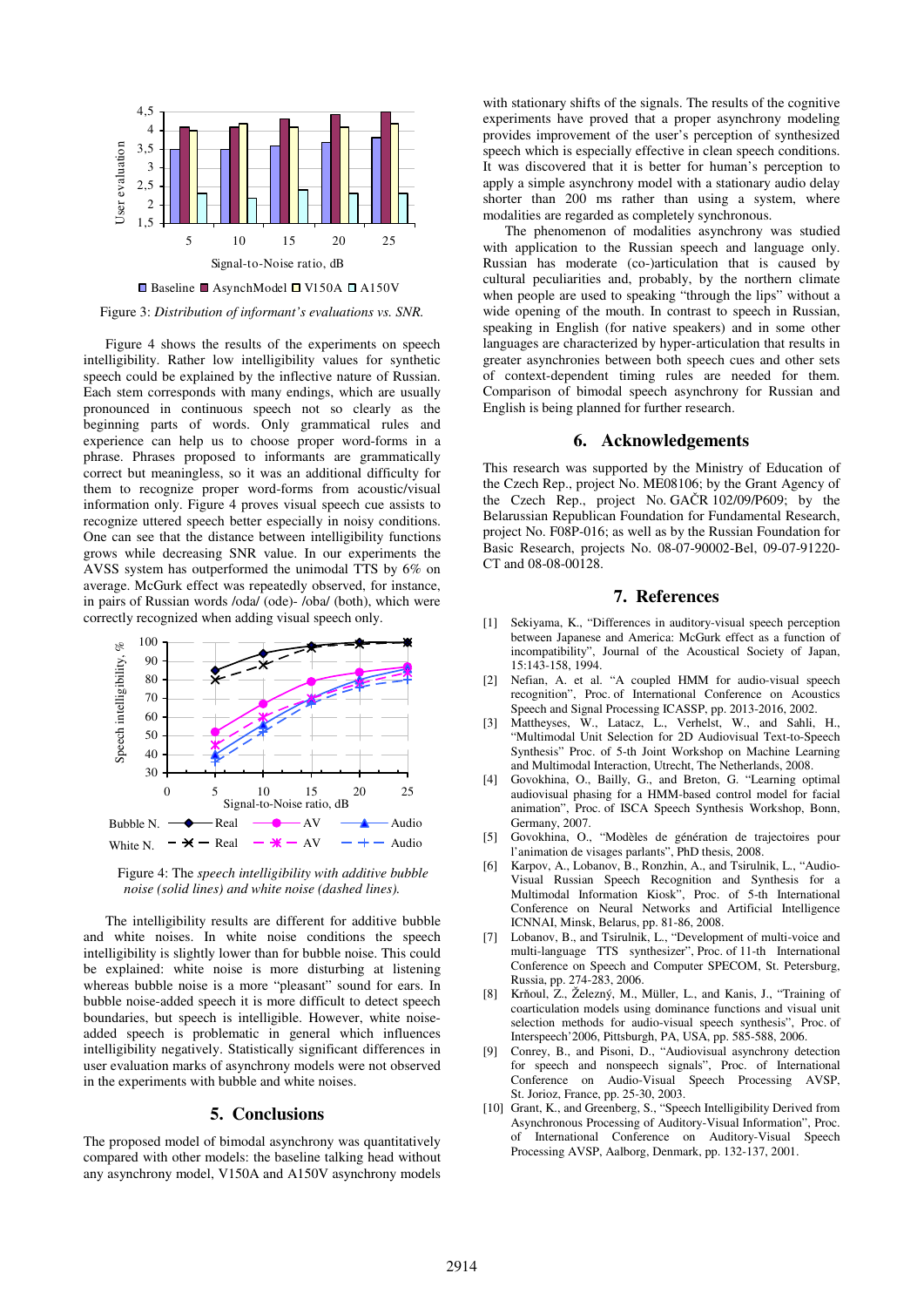4,5
4
3,5
3
2,5
2
1,5

User evaluation

5 10 15 20 25

Signal-to-Noise ratio, dB

Baseline AsynchModel V150A A150V

Figure 3: *Distribution of informant's evaluations vs. SNR.*

Figure 4 shows the results of the experiments on speech intelligibility. Rather low intelligibility values for synthetic speech could be explained by the inflective nature of Russian. Each stem corresponds with many endings, which are usually pronounced in continuous speech not so clearly as the beginning parts of words. Only grammatical rules and experience can help us to choose proper word-forms in a phrase. Phrases proposed to informants are grammatically correct but meaningless, so it was an additional difficulty for them to recognize proper word-forms from acoustic/visual information only. Figure 4 proves visual speech cue assists to recognize uttered speech better especially in noisy conditions. One can see that the distance between intelligibility functions grows while decreasing SNR value. In our experiments the AVSS system has outperformed the unimodal TTS by 6% on average. McGurk effect was repeatedly observed, for instance, in pairs of Russian words /oda/ (ode)- /oba/ (both), which were correctly recognized when adding visual speech only.

100
90
80
70
60
50
40
30

Speech intelligibility, %

0 5 10 15 20 25

Signal-to-Noise ratio, dB

Bubble N. Real AV Audio

White N. Real AV Audio

Figure 4: The *speech intelligibility with additive bubble noise (solid lines) and white noise (dashed lines).*

The intelligibility results are different for additive bubble and white noises. In white noise conditions the speech intelligibility is slightly lower than for bubble noise. This could be explained: white noise is more disturbing at listening whereas bubble noise is a more "pleasant" sound for ears. In bubble noise-added speech it is more difficult to detect speech boundaries, but speech is intelligible. However, white noise-added speech is problematic in general which influences intelligibility negatively. Statistically significant differences in user evaluation marks of asynchrony models were not observed in the experiments with bubble and white noises.

## 5. Conclusions

The proposed model of bimodal asynchrony was quantitatively compared with other models: the baseline talking head without any asynchrony model, V150A and A150V asynchrony models with stationary shifts of the signals. The results of the cognitive experiments have proved that a proper asynchrony modeling provides improvement of the user's perception of synthesized speech which is especially effective in clean speech conditions. It was discovered that it is better for human's perception to apply a simple asynchrony model with a stationary audio delay shorter than 200 ms rather than using a system, where modalities are regarded as completely synchronous.

The phenomenon of modalities asynchrony was studied with application to the Russian speech and language only. Russian has moderate (co-)articulation that is caused by cultural peculiarities and, probably, by the northern climate when people are used to speaking "through the lips" without a wide opening of the mouth. In contrast to speech in Russian, speaking in English (for native speakers) and in some other languages are characterized by hyper-articulation that results in greater asynchronies between both speech cues and other sets of context-dependent timing rules are needed for them. Comparison of bimodal speech asynchrony for Russian and English is being planned for further research.

## 6. Acknowledgements

This research was supported by the Ministry of Education of the Czech Rep., project No. ME08106; by the Grant Agency of the Czech Rep., project No. GAČR 102/09/P609; by the Belarussian Republican Foundation for Fundamental Research, project No. F08P-016; as well as by the Russian Foundation for Basic Research, projects No. 08-07-90002-Bel, 09-07-91220-CT and 08-08-00128.

## 7. References

[1] Sekiyama, K., "Differences in auditory-visual speech perception between Japanese and America: McGurk effect as a function of incompatibility", Journal of the Acoustical Society of Japan, 15:143-158, 1994.

[2] Nefian, A. et al. "A coupled HMM for audio-visual speech recognition", Proc. of International Conference on Acoustics Speech and Signal Processing ICASSP, pp. 2013-2016, 2002.

[3] Mattheyses, W., Latacz, L., Verhelst, W., and Sahli, H., "Multimodal Unit Selection for 2D Audiovisual Text-to-Speech Synthesis" Proc. of 5-th Joint Workshop on Machine Learning and Multimodal Interaction, Utrecht, The Netherlands, 2008.

[4] Govokhina, O., Bailly, G., and Breton, G. "Learning optimal audiovisual phasing for a HMM-based control model for facial animation", Proc. of ISCA Speech Synthesis Workshop, Bonn, Germany, 2007.

[5] Govokhina, O., "Modèles de génération de trajectoires pour l'animation de visages parlants", PhD thesis, 2008.

[6] Karpov, A., Lobanov, B., Ronzhin, A., and Tsirulnik, L., "Audio-Visual Russian Speech Recognition and Synthesis for a Multimodal Information Kiosk", Proc. of 5-th International Conference on Neural Networks and Artificial Intelligence ICNNAI, Minsk, Belarus, pp. 81-86, 2008.

[7] Lobanov, B., and Tsirulnik, L., "Development of multi-voice and multi-language TTS synthesizer", Proc. of 11-th International Conference on Speech and Computer SPECOM, St. Petersburg, Russia, pp. 274-283, 2006.

[8] Krňoul, Z., Železný, M., Müller, L., and Kanis, J., "Training of coarticulation models using dominance functions and visual unit selection methods for audio-visual speech synthesis", Proc. of Interspeech'2006, Pittsburgh, PA, USA, pp. 585-588, 2006.

[9] Conrey, B., and Pisoni, D., "Audiovisual asynchrony detection for speech and nonspeech signals", Proc. of International Conference on Audio-Visual Speech Processing AVSP, St. Jorioz, France, pp. 25-30, 2003.

[10] Grant, K., and Greenberg, S., "Speech Intelligibility Derived from Asynchronous Processing of Auditory-Visual Information", Proc. of International Conference on Auditory-Visual Speech Processing AVSP, Aalborg, Denmark, pp. 132-137, 2001.